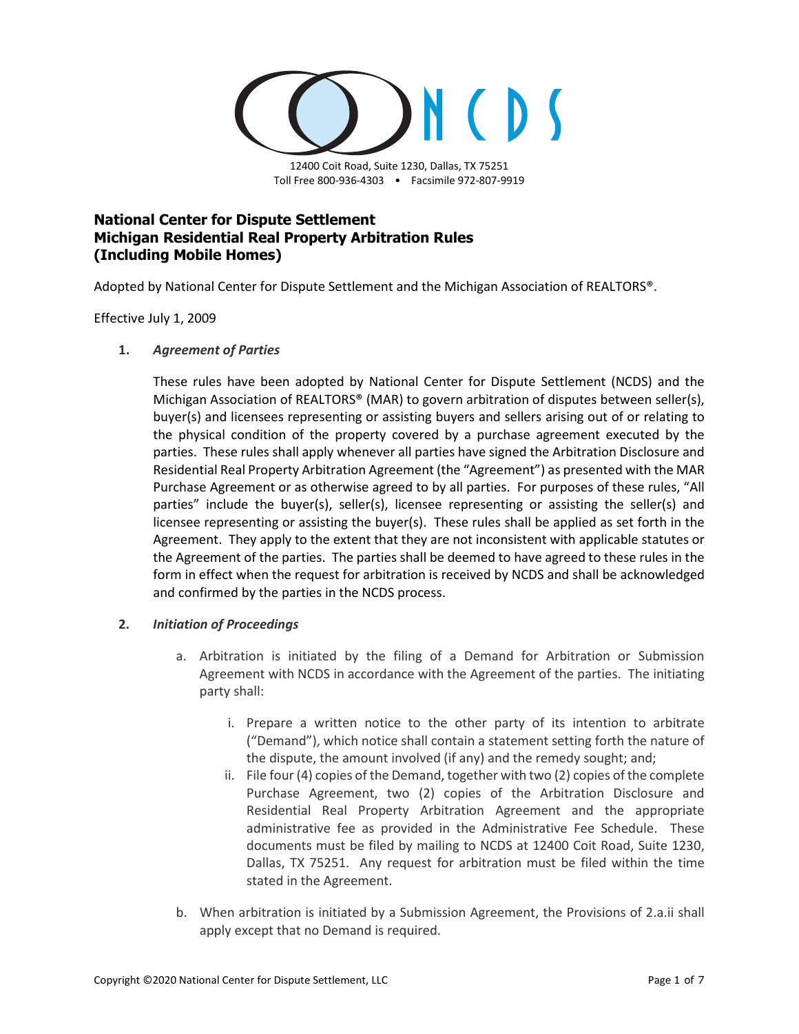NCDS

12400 Coit Road, Suite 1230, Dallas, TX 75251
Toll Free 800-936-4303 • Facsimile 972-807-9919

# National Center for Dispute Settlement
# Michigan Residential Real Property Arbitration Rules
# (Including Mobile Homes)

Adopted by National Center for Dispute Settlement and the Michigan Association of REALTORS®.

Effective July 1, 2009

1. ***Agreement of Parties***

   These rules have been adopted by National Center for Dispute Settlement (NCDS) and the Michigan Association of REALTORS® (MAR) to govern arbitration of disputes between seller(s), buyer(s) and licensees representing or assisting buyers and sellers arising out of or relating to the physical condition of the property covered by a purchase agreement executed by the parties. These rules shall apply whenever all parties have signed the Arbitration Disclosure and Residential Real Property Arbitration Agreement (the "Agreement") as presented with the MAR Purchase Agreement or as otherwise agreed to by all parties. For purposes of these rules, "All parties" include the buyer(s), seller(s), licensee representing or assisting the seller(s) and licensee representing or assisting the buyer(s). These rules shall be applied as set forth in the Agreement. They apply to the extent that they are not inconsistent with applicable statutes or the Agreement of the parties. The parties shall be deemed to have agreed to these rules in the form in effect when the request for arbitration is received by NCDS and shall be acknowledged and confirmed by the parties in the NCDS process.

2. ***Initiation of Proceedings***

   a. Arbitration is initiated by the filing of a Demand for Arbitration or Submission Agreement with NCDS in accordance with the Agreement of the parties. The initiating party shall:

      i. Prepare a written notice to the other party of its intention to arbitrate ("Demand"), which notice shall contain a statement setting forth the nature of the dispute, the amount involved (if any) and the remedy sought; and;

      ii. File four (4) copies of the Demand, together with two (2) copies of the complete Purchase Agreement, two (2) copies of the Arbitration Disclosure and Residential Real Property Arbitration Agreement and the appropriate administrative fee as provided in the Administrative Fee Schedule. These documents must be filed by mailing to NCDS at 12400 Coit Road, Suite 1230, Dallas, TX 75251. Any request for arbitration must be filed within the time stated in the Agreement.

   b. When arbitration is initiated by a Submission Agreement, the Provisions of 2.a.ii shall apply except that no Demand is required.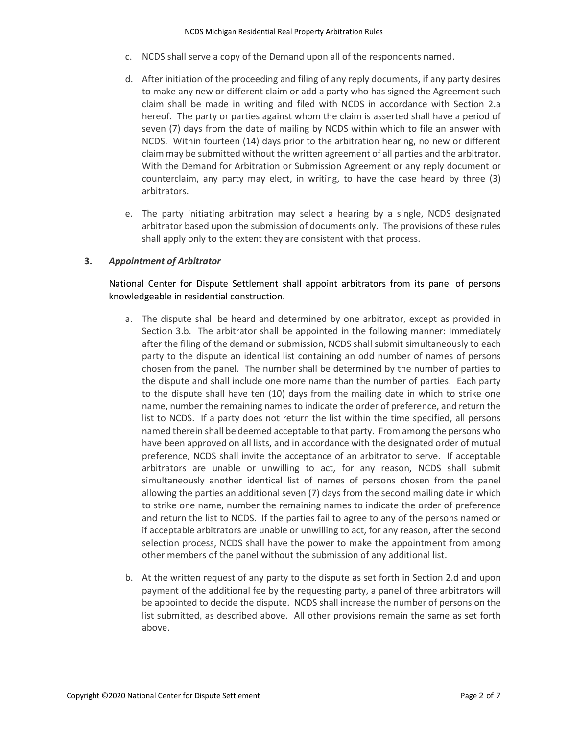c. NCDS shall serve a copy of the Demand upon all of the respondents named.

d. After initiation of the proceeding and filing of any reply documents, if any party desires to make any new or different claim or add a party who has signed the Agreement such claim shall be made in writing and filed with NCDS in accordance with Section 2.a hereof. The party or parties against whom the claim is asserted shall have a period of seven (7) days from the date of mailing by NCDS within which to file an answer with NCDS. Within fourteen (14) days prior to the arbitration hearing, no new or different claim may be submitted without the written agreement of all parties and the arbitrator. With the Demand for Arbitration or Submission Agreement or any reply document or counterclaim, any party may elect, in writing, to have the case heard by three (3) arbitrators.

e. The party initiating arbitration may select a hearing by a single, NCDS designated arbitrator based upon the submission of documents only. The provisions of these rules shall apply only to the extent they are consistent with that process.

### 3. *Appointment of Arbitrator*

National Center for Dispute Settlement shall appoint arbitrators from its panel of persons knowledgeable in residential construction.

a. The dispute shall be heard and determined by one arbitrator, except as provided in Section 3.b. The arbitrator shall be appointed in the following manner: Immediately after the filing of the demand or submission, NCDS shall submit simultaneously to each party to the dispute an identical list containing an odd number of names of persons chosen from the panel. The number shall be determined by the number of parties to the dispute and shall include one more name than the number of parties. Each party to the dispute shall have ten (10) days from the mailing date in which to strike one name, number the remaining names to indicate the order of preference, and return the list to NCDS. If a party does not return the list within the time specified, all persons named therein shall be deemed acceptable to that party. From among the persons who have been approved on all lists, and in accordance with the designated order of mutual preference, NCDS shall invite the acceptance of an arbitrator to serve. If acceptable arbitrators are unable or unwilling to act, for any reason, NCDS shall submit simultaneously another identical list of names of persons chosen from the panel allowing the parties an additional seven (7) days from the second mailing date in which to strike one name, number the remaining names to indicate the order of preference and return the list to NCDS. If the parties fail to agree to any of the persons named or if acceptable arbitrators are unable or unwilling to act, for any reason, after the second selection process, NCDS shall have the power to make the appointment from among other members of the panel without the submission of any additional list.

b. At the written request of any party to the dispute as set forth in Section 2.d and upon payment of the additional fee by the requesting party, a panel of three arbitrators will be appointed to decide the dispute. NCDS shall increase the number of persons on the list submitted, as described above. All other provisions remain the same as set forth above.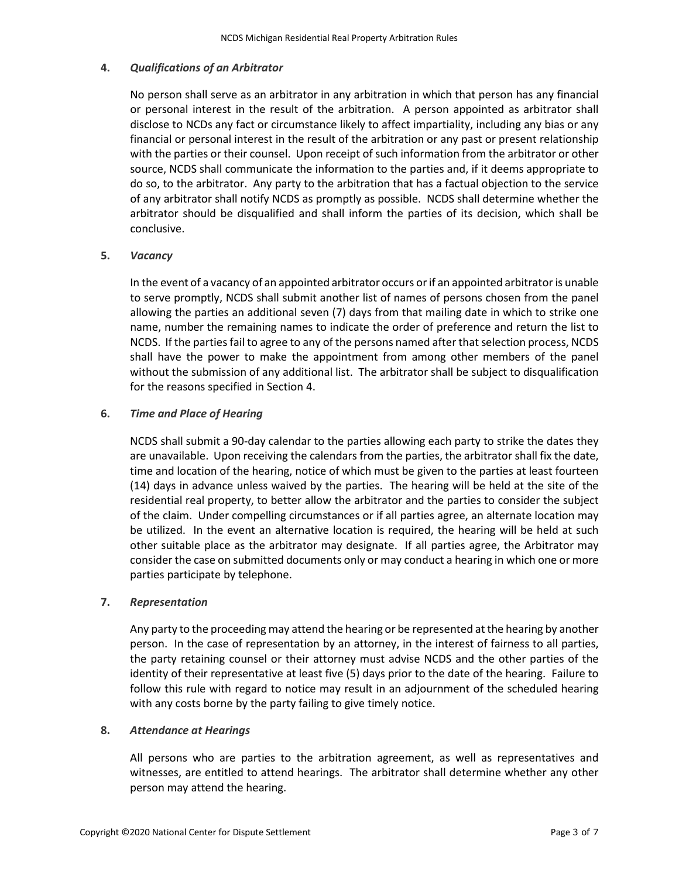**4.** ***Qualifications of an Arbitrator***

No person shall serve as an arbitrator in any arbitration in which that person has any financial or personal interest in the result of the arbitration. A person appointed as arbitrator shall disclose to NCDs any fact or circumstance likely to affect impartiality, including any bias or any financial or personal interest in the result of the arbitration or any past or present relationship with the parties or their counsel. Upon receipt of such information from the arbitrator or other source, NCDS shall communicate the information to the parties and, if it deems appropriate to do so, to the arbitrator. Any party to the arbitration that has a factual objection to the service of any arbitrator shall notify NCDS as promptly as possible. NCDS shall determine whether the arbitrator should be disqualified and shall inform the parties of its decision, which shall be conclusive.

**5.** ***Vacancy***

In the event of a vacancy of an appointed arbitrator occurs or if an appointed arbitrator is unable to serve promptly, NCDS shall submit another list of names of persons chosen from the panel allowing the parties an additional seven (7) days from that mailing date in which to strike one name, number the remaining names to indicate the order of preference and return the list to NCDS. If the parties fail to agree to any of the persons named after that selection process, NCDS shall have the power to make the appointment from among other members of the panel without the submission of any additional list. The arbitrator shall be subject to disqualification for the reasons specified in Section 4.

**6.** ***Time and Place of Hearing***

NCDS shall submit a 90-day calendar to the parties allowing each party to strike the dates they are unavailable. Upon receiving the calendars from the parties, the arbitrator shall fix the date, time and location of the hearing, notice of which must be given to the parties at least fourteen (14) days in advance unless waived by the parties. The hearing will be held at the site of the residential real property, to better allow the arbitrator and the parties to consider the subject of the claim. Under compelling circumstances or if all parties agree, an alternate location may be utilized. In the event an alternative location is required, the hearing will be held at such other suitable place as the arbitrator may designate. If all parties agree, the Arbitrator may consider the case on submitted documents only or may conduct a hearing in which one or more parties participate by telephone.

**7.** ***Representation***

Any party to the proceeding may attend the hearing or be represented at the hearing by another person. In the case of representation by an attorney, in the interest of fairness to all parties, the party retaining counsel or their attorney must advise NCDS and the other parties of the identity of their representative at least five (5) days prior to the date of the hearing. Failure to follow this rule with regard to notice may result in an adjournment of the scheduled hearing with any costs borne by the party failing to give timely notice.

**8.** ***Attendance at Hearings***

All persons who are parties to the arbitration agreement, as well as representatives and witnesses, are entitled to attend hearings. The arbitrator shall determine whether any other person may attend the hearing.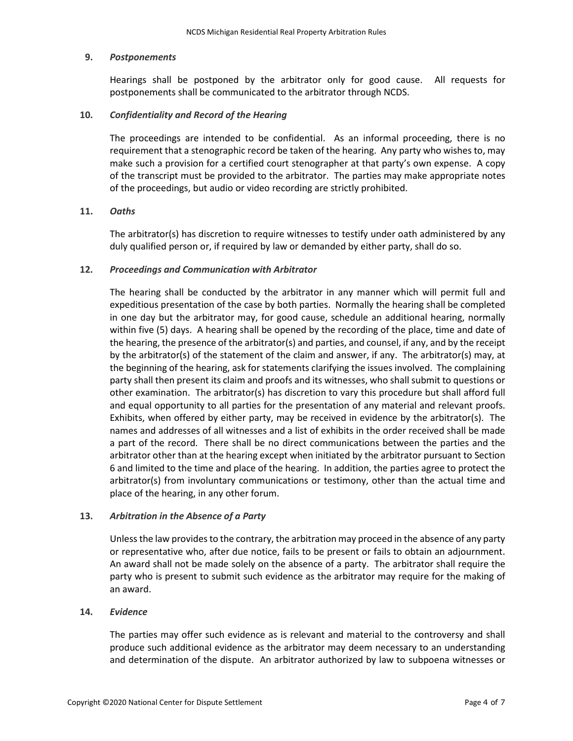**9.** ***Postponements***

Hearings shall be postponed by the arbitrator only for good cause. All requests for postponements shall be communicated to the arbitrator through NCDS.

**10.** ***Confidentiality and Record of the Hearing***

The proceedings are intended to be confidential. As an informal proceeding, there is no requirement that a stenographic record be taken of the hearing. Any party who wishes to, may make such a provision for a certified court stenographer at that party's own expense. A copy of the transcript must be provided to the arbitrator. The parties may make appropriate notes of the proceedings, but audio or video recording are strictly prohibited.

**11.** ***Oaths***

The arbitrator(s) has discretion to require witnesses to testify under oath administered by any duly qualified person or, if required by law or demanded by either party, shall do so.

**12.** ***Proceedings and Communication with Arbitrator***

The hearing shall be conducted by the arbitrator in any manner which will permit full and expeditious presentation of the case by both parties. Normally the hearing shall be completed in one day but the arbitrator may, for good cause, schedule an additional hearing, normally within five (5) days. A hearing shall be opened by the recording of the place, time and date of the hearing, the presence of the arbitrator(s) and parties, and counsel, if any, and by the receipt by the arbitrator(s) of the statement of the claim and answer, if any. The arbitrator(s) may, at the beginning of the hearing, ask for statements clarifying the issues involved. The complaining party shall then present its claim and proofs and its witnesses, who shall submit to questions or other examination. The arbitrator(s) has discretion to vary this procedure but shall afford full and equal opportunity to all parties for the presentation of any material and relevant proofs. Exhibits, when offered by either party, may be received in evidence by the arbitrator(s). The names and addresses of all witnesses and a list of exhibits in the order received shall be made a part of the record. There shall be no direct communications between the parties and the arbitrator other than at the hearing except when initiated by the arbitrator pursuant to Section 6 and limited to the time and place of the hearing. In addition, the parties agree to protect the arbitrator(s) from involuntary communications or testimony, other than the actual time and place of the hearing, in any other forum.

**13.** ***Arbitration in the Absence of a Party***

Unless the law provides to the contrary, the arbitration may proceed in the absence of any party or representative who, after due notice, fails to be present or fails to obtain an adjournment. An award shall not be made solely on the absence of a party. The arbitrator shall require the party who is present to submit such evidence as the arbitrator may require for the making of an award.

**14.** ***Evidence***

The parties may offer such evidence as is relevant and material to the controversy and shall produce such additional evidence as the arbitrator may deem necessary to an understanding and determination of the dispute. An arbitrator authorized by law to subpoena witnesses or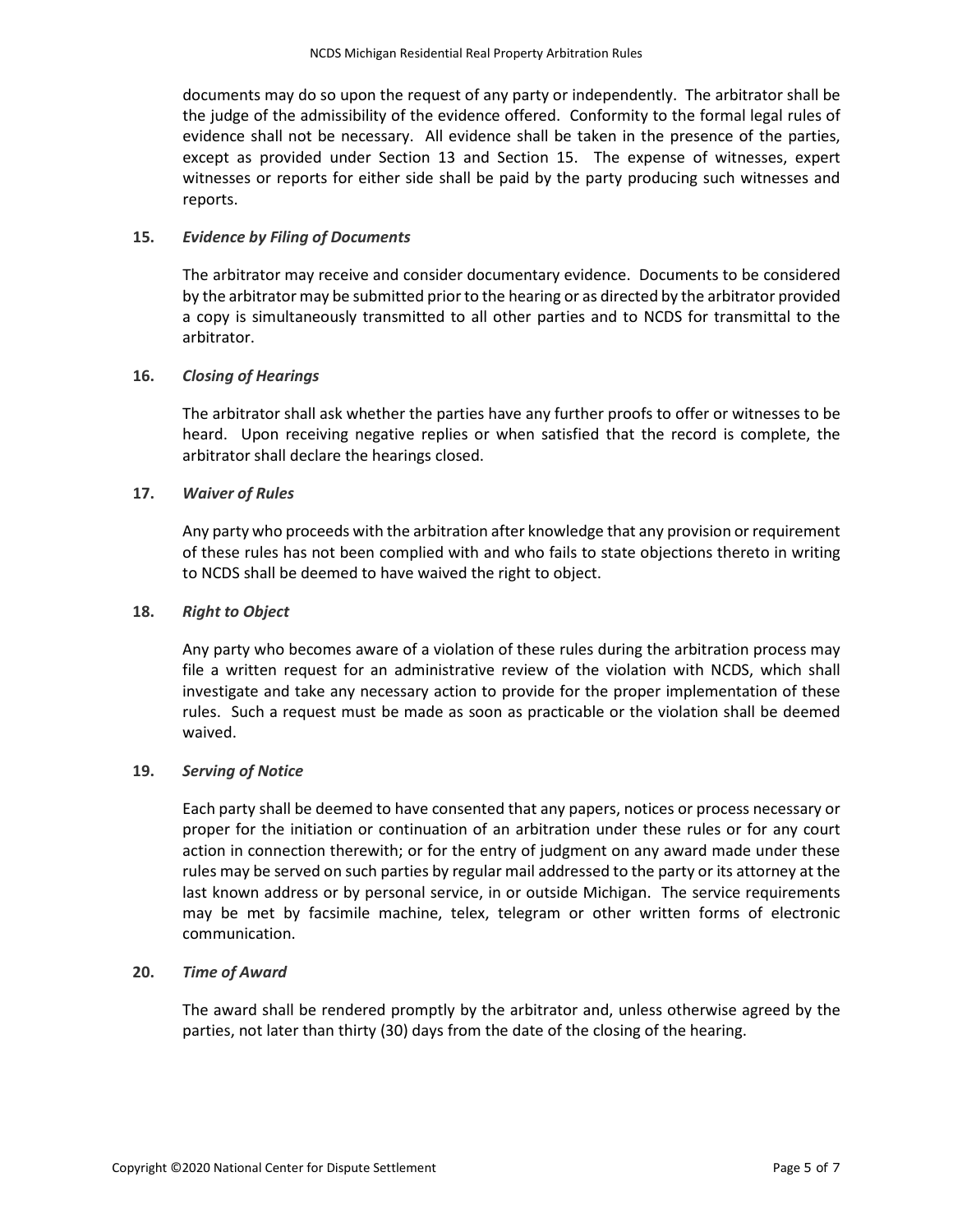documents may do so upon the request of any party or independently. The arbitrator shall be the judge of the admissibility of the evidence offered. Conformity to the formal legal rules of evidence shall not be necessary. All evidence shall be taken in the presence of the parties, except as provided under Section 13 and Section 15. The expense of witnesses, expert witnesses or reports for either side shall be paid by the party producing such witnesses and reports.

**15.** ***Evidence by Filing of Documents***

The arbitrator may receive and consider documentary evidence. Documents to be considered by the arbitrator may be submitted prior to the hearing or as directed by the arbitrator provided a copy is simultaneously transmitted to all other parties and to NCDS for transmittal to the arbitrator.

**16.** ***Closing of Hearings***

The arbitrator shall ask whether the parties have any further proofs to offer or witnesses to be heard. Upon receiving negative replies or when satisfied that the record is complete, the arbitrator shall declare the hearings closed.

**17.** ***Waiver of Rules***

Any party who proceeds with the arbitration after knowledge that any provision or requirement of these rules has not been complied with and who fails to state objections thereto in writing to NCDS shall be deemed to have waived the right to object.

**18.** ***Right to Object***

Any party who becomes aware of a violation of these rules during the arbitration process may file a written request for an administrative review of the violation with NCDS, which shall investigate and take any necessary action to provide for the proper implementation of these rules. Such a request must be made as soon as practicable or the violation shall be deemed waived.

**19.** ***Serving of Notice***

Each party shall be deemed to have consented that any papers, notices or process necessary or proper for the initiation or continuation of an arbitration under these rules or for any court action in connection therewith; or for the entry of judgment on any award made under these rules may be served on such parties by regular mail addressed to the party or its attorney at the last known address or by personal service, in or outside Michigan. The service requirements may be met by facsimile machine, telex, telegram or other written forms of electronic communication.

**20.** ***Time of Award***

The award shall be rendered promptly by the arbitrator and, unless otherwise agreed by the parties, not later than thirty (30) days from the date of the closing of the hearing.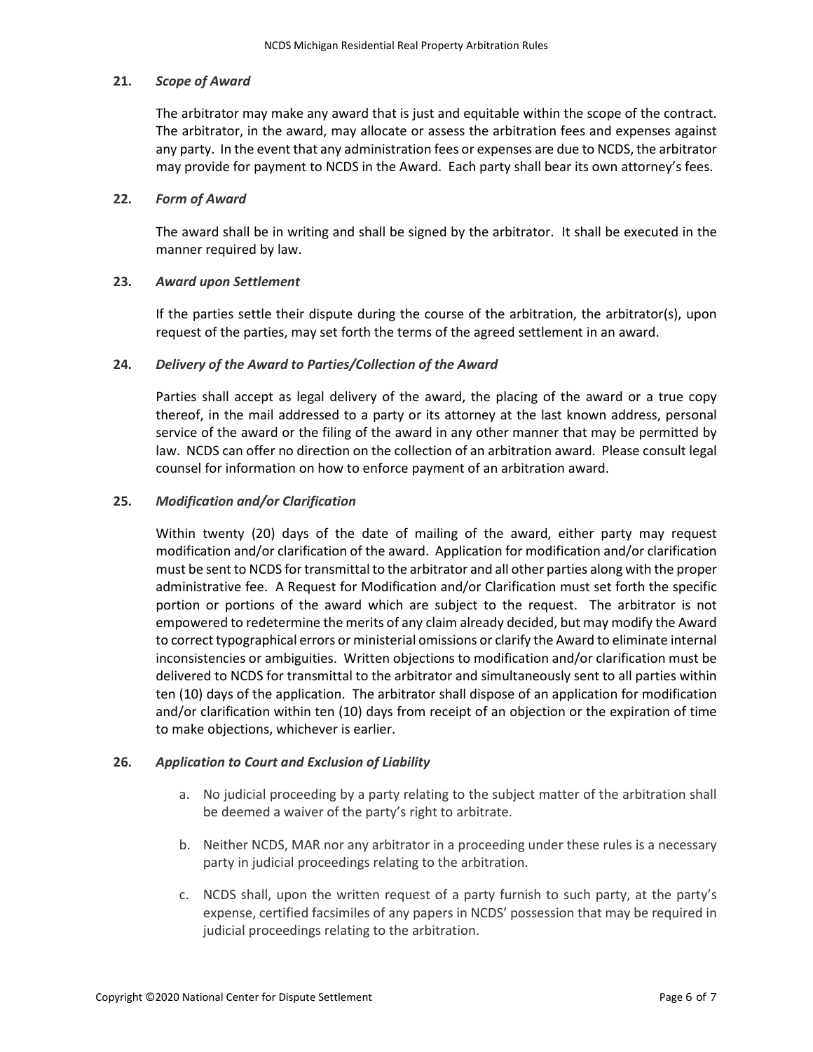**21.** ***Scope of Award***

The arbitrator may make any award that is just and equitable within the scope of the contract. The arbitrator, in the award, may allocate or assess the arbitration fees and expenses against any party. In the event that any administration fees or expenses are due to NCDS, the arbitrator may provide for payment to NCDS in the Award. Each party shall bear its own attorney's fees.

**22.** ***Form of Award***

The award shall be in writing and shall be signed by the arbitrator. It shall be executed in the manner required by law.

**23.** ***Award upon Settlement***

If the parties settle their dispute during the course of the arbitration, the arbitrator(s), upon request of the parties, may set forth the terms of the agreed settlement in an award.

**24.** ***Delivery of the Award to Parties/Collection of the Award***

Parties shall accept as legal delivery of the award, the placing of the award or a true copy thereof, in the mail addressed to a party or its attorney at the last known address, personal service of the award or the filing of the award in any other manner that may be permitted by law. NCDS can offer no direction on the collection of an arbitration award. Please consult legal counsel for information on how to enforce payment of an arbitration award.

**25.** ***Modification and/or Clarification***

Within twenty (20) days of the date of mailing of the award, either party may request modification and/or clarification of the award. Application for modification and/or clarification must be sent to NCDS for transmittal to the arbitrator and all other parties along with the proper administrative fee. A Request for Modification and/or Clarification must set forth the specific portion or portions of the award which are subject to the request. The arbitrator is not empowered to redetermine the merits of any claim already decided, but may modify the Award to correct typographical errors or ministerial omissions or clarify the Award to eliminate internal inconsistencies or ambiguities. Written objections to modification and/or clarification must be delivered to NCDS for transmittal to the arbitrator and simultaneously sent to all parties within ten (10) days of the application. The arbitrator shall dispose of an application for modification and/or clarification within ten (10) days from receipt of an objection or the expiration of time to make objections, whichever is earlier.

**26.** ***Application to Court and Exclusion of Liability***

a. No judicial proceeding by a party relating to the subject matter of the arbitration shall be deemed a waiver of the party's right to arbitrate.

b. Neither NCDS, MAR nor any arbitrator in a proceeding under these rules is a necessary party in judicial proceedings relating to the arbitration.

c. NCDS shall, upon the written request of a party furnish to such party, at the party's expense, certified facsimiles of any papers in NCDS' possession that may be required in judicial proceedings relating to the arbitration.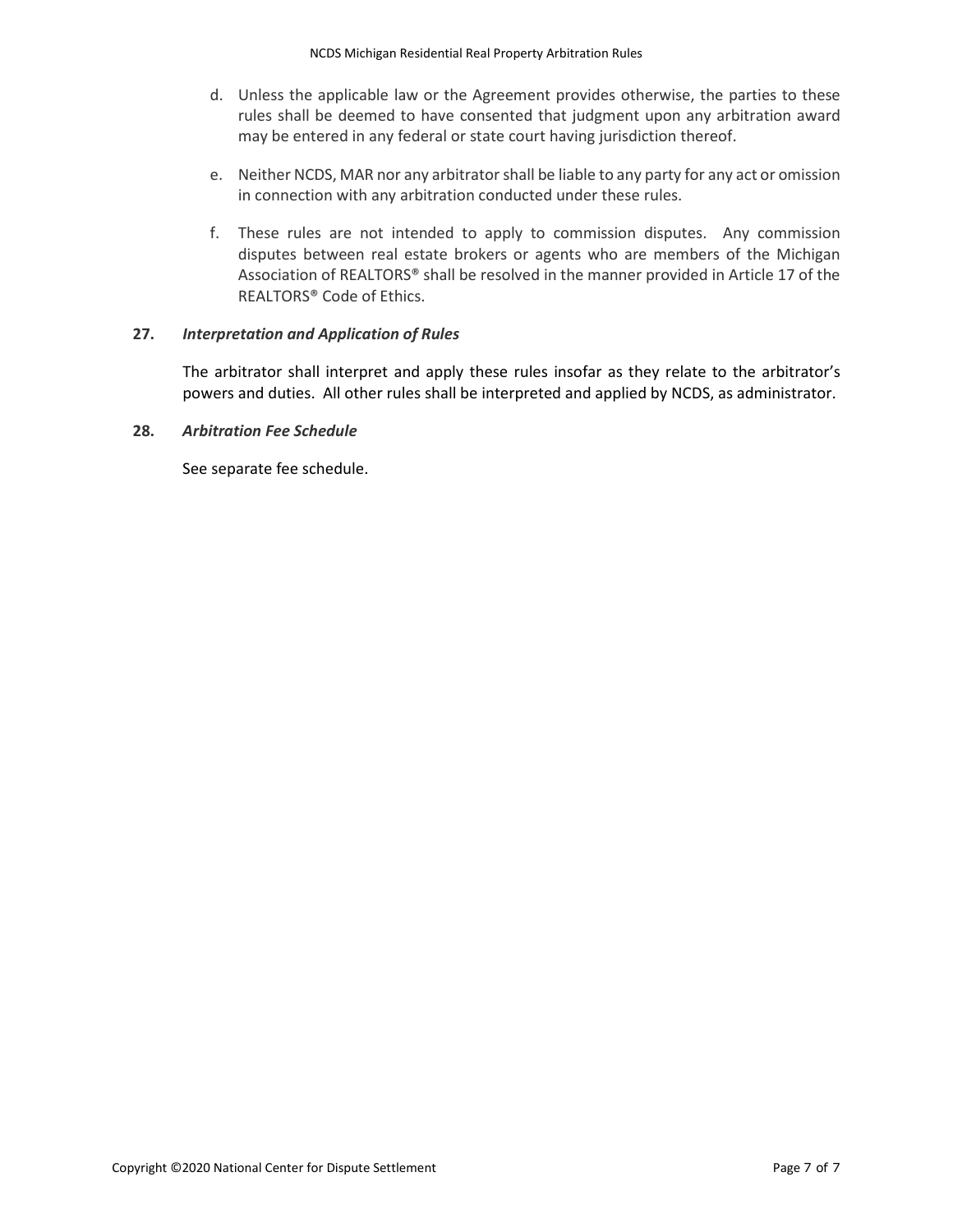d. Unless the applicable law or the Agreement provides otherwise, the parties to these rules shall be deemed to have consented that judgment upon any arbitration award may be entered in any federal or state court having jurisdiction thereof.

e. Neither NCDS, MAR nor any arbitrator shall be liable to any party for any act or omission in connection with any arbitration conducted under these rules.

f. These rules are not intended to apply to commission disputes. Any commission disputes between real estate brokers or agents who are members of the Michigan Association of REALTORS® shall be resolved in the manner provided in Article 17 of the REALTORS® Code of Ethics.

**27.** ***Interpretation and Application of Rules***

The arbitrator shall interpret and apply these rules insofar as they relate to the arbitrator's powers and duties. All other rules shall be interpreted and applied by NCDS, as administrator.

**28.** ***Arbitration Fee Schedule***

See separate fee schedule.